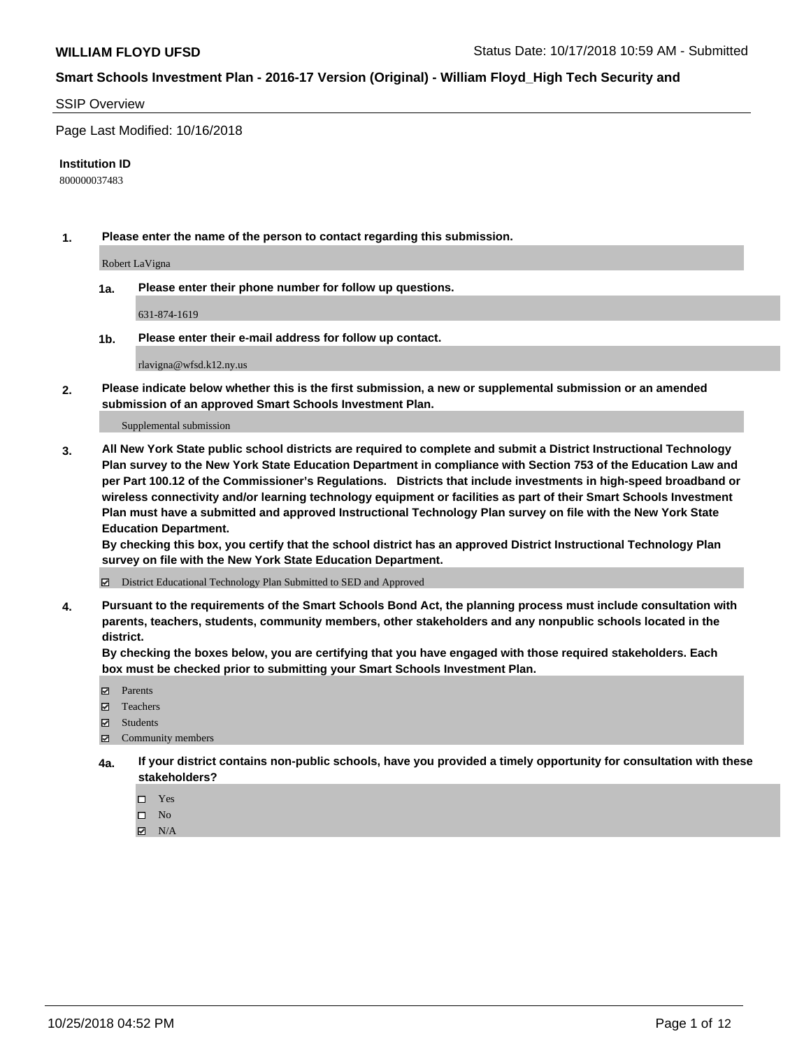**WILLIAM FLOYD UFSD** Status Date: 10/17/2018 10:59 AM - Submitted

**Smart Schools Investment Plan - 2016-17 Version (Original) - William Floyd_High Tech Security and**

SSIP Overview

Page Last Modified: 10/16/2018

**Institution ID**

800000037483

1. **Please enter the name of the person to contact regarding this submission.**

   Robert LaVigna

   1a. **Please enter their phone number for follow up questions.**

   631-874-1619

   1b. **Please enter their e-mail address for follow up contact.**

   rlavigna@wfsd.k12.ny.us

2. **Please indicate below whether this is the first submission, a new or supplemental submission or an amended submission of an approved Smart Schools Investment Plan.**

   Supplemental submission

3. **All New York State public school districts are required to complete and submit a District Instructional Technology Plan survey to the New York State Education Department in compliance with Section 753 of the Education Law and per Part 100.12 of the Commissioner's Regulations. Districts that include investments in high-speed broadband or wireless connectivity and/or learning technology equipment or facilities as part of their Smart Schools Investment Plan must have a submitted and approved Instructional Technology Plan survey on file with the New York State Education Department.**
   **By checking this box, you certify that the school district has an approved District Instructional Technology Plan survey on file with the New York State Education Department.**

   ☑ District Educational Technology Plan Submitted to SED and Approved

4. **Pursuant to the requirements of the Smart Schools Bond Act, the planning process must include consultation with parents, teachers, students, community members, other stakeholders and any nonpublic schools located in the district.**
   **By checking the boxes below, you are certifying that you have engaged with those required stakeholders. Each box must be checked prior to submitting your Smart Schools Investment Plan.**

   ☑ Parents
   ☑ Teachers
   ☑ Students
   ☑ Community members

   4a. **If your district contains non-public schools, have you provided a timely opportunity for consultation with these stakeholders?**

   ☐ Yes
   ☐ No
   ☑ N/A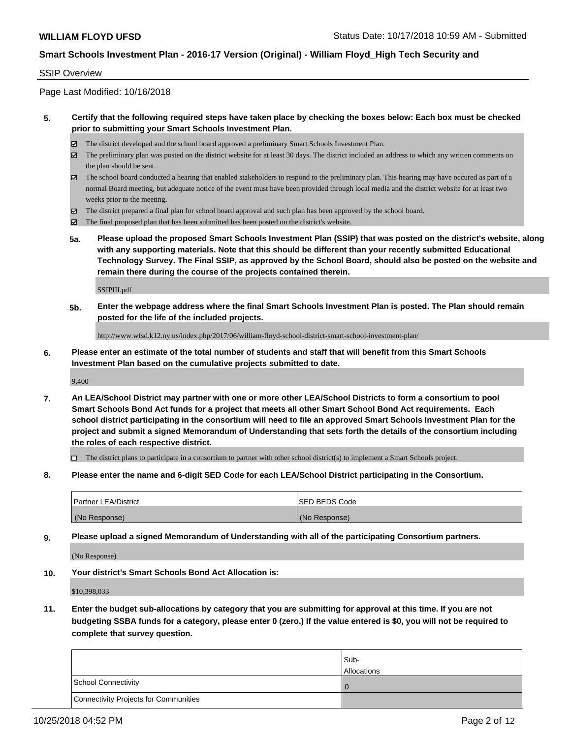**WILLIAM FLOYD UFSD** Status Date: 10/17/2018 10:59 AM - Submitted

**Smart Schools Investment Plan - 2016-17 Version (Original) - William Floyd_High Tech Security and**

SSIP Overview

Page Last Modified: 10/16/2018

**5. Certify that the following required steps have taken place by checking the boxes below: Each box must be checked prior to submitting your Smart Schools Investment Plan.**

- ☑ The district developed and the school board approved a preliminary Smart Schools Investment Plan.
- ☑ The preliminary plan was posted on the district website for at least 30 days. The district included an address to which any written comments on the plan should be sent.
- ☑ The school board conducted a hearing that enabled stakeholders to respond to the preliminary plan. This hearing may have occured as part of a normal Board meeting, but adequate notice of the event must have been provided through local media and the district website for at least two weeks prior to the meeting.
- ☑ The district prepared a final plan for school board approval and such plan has been approved by the school board.
- ☑ The final proposed plan that has been submitted has been posted on the district's website.

**5a. Please upload the proposed Smart Schools Investment Plan (SSIP) that was posted on the district's website, along with any supporting materials. Note that this should be different than your recently submitted Educational Technology Survey. The Final SSIP, as approved by the School Board, should also be posted on the website and remain there during the course of the projects contained therein.**

SSIPIII.pdf

**5b. Enter the webpage address where the final Smart Schools Investment Plan is posted. The Plan should remain posted for the life of the included projects.**

http://www.wfsd.k12.ny.us/index.php/2017/06/william-floyd-school-district-smart-school-investment-plan/

**6. Please enter an estimate of the total number of students and staff that will benefit from this Smart Schools Investment Plan based on the cumulative projects submitted to date.**

9,400

**7. An LEA/School District may partner with one or more other LEA/School Districts to form a consortium to pool Smart Schools Bond Act funds for a project that meets all other Smart School Bond Act requirements. Each school district participating in the consortium will need to file an approved Smart Schools Investment Plan for the project and submit a signed Memorandum of Understanding that sets forth the details of the consortium including the roles of each respective district.**

- ☐ The district plans to participate in a consortium to partner with other school district(s) to implement a Smart Schools project.

**8. Please enter the name and 6-digit SED Code for each LEA/School District participating in the Consortium.**

| Partner LEA/District | SED BEDS Code |
| --- | --- |
| (No Response) | (No Response) |

**9. Please upload a signed Memorandum of Understanding with all of the participating Consortium partners.**

(No Response)

**10. Your district's Smart Schools Bond Act Allocation is:**

$10,398,033

**11. Enter the budget sub-allocations by category that you are submitting for approval at this time. If you are not budgeting SSBA funds for a category, please enter 0 (zero.) If the value entered is $0, you will not be required to complete that survey question.**

| | Sub-Allocations |
| --- | --- |
| School Connectivity | 0 |
| Connectivity Projects for Communities | |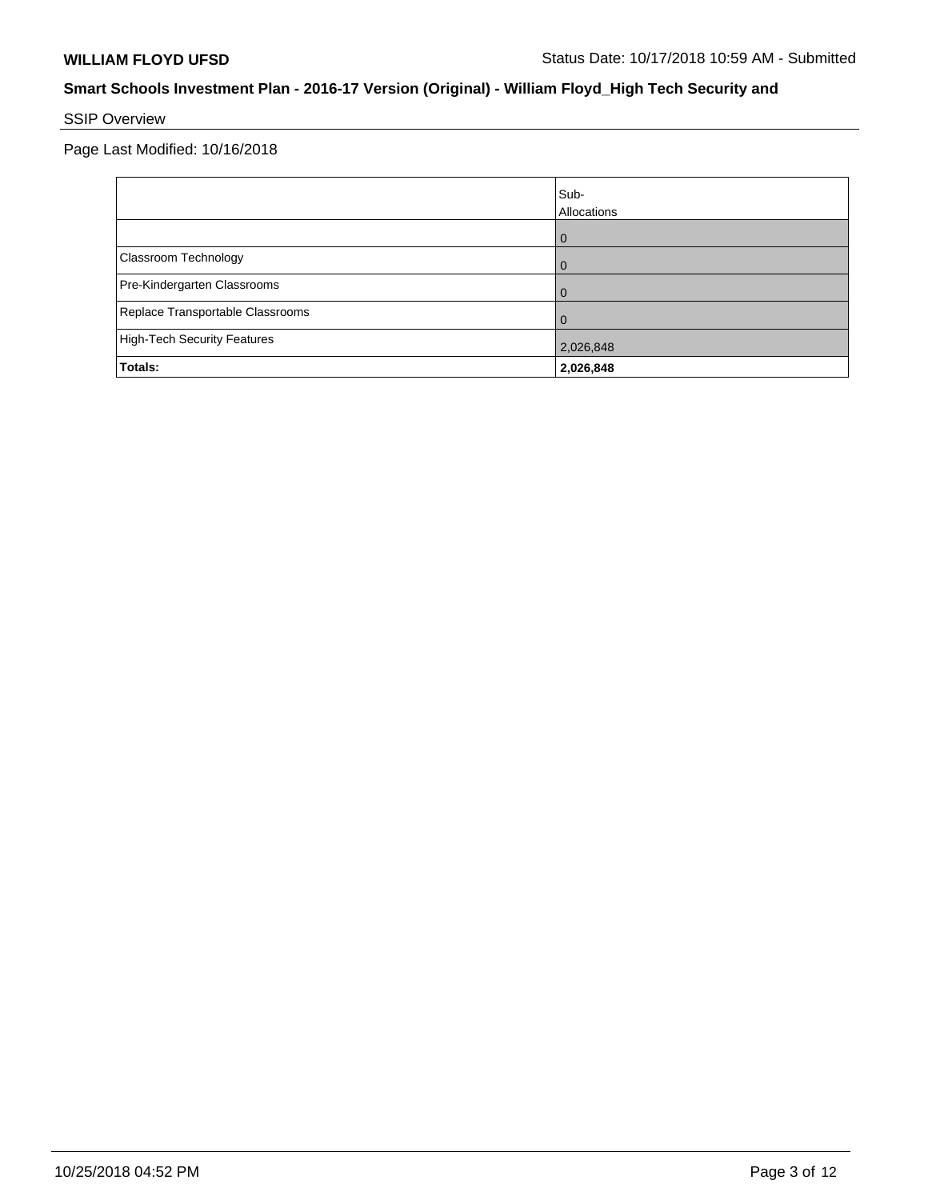**WILLIAM FLOYD UFSD** Status Date: 10/17/2018 10:59 AM - Submitted

**Smart Schools Investment Plan - 2016-17 Version (Original) - William Floyd_High Tech Security and**

SSIP Overview

Page Last Modified: 10/16/2018

| | Sub-Allocations |
|---|---|
| | 0 |
| Classroom Technology | 0 |
| Pre-Kindergarten Classrooms | 0 |
| Replace Transportable Classrooms | 0 |
| High-Tech Security Features | 2,026,848 |
| **Totals:** | **2,026,848** |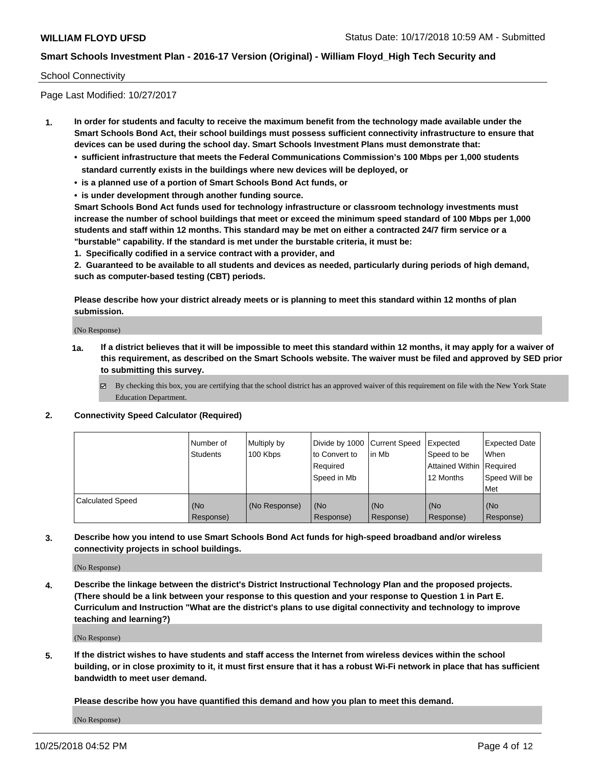School Connectivity

Page Last Modified: 10/27/2017

1. **In order for students and faculty to receive the maximum benefit from the technology made available under the Smart Schools Bond Act, their school buildings must possess sufficient connectivity infrastructure to ensure that devices can be used during the school day. Smart Schools Investment Plans must demonstrate that:**
   - **sufficient infrastructure that meets the Federal Communications Commission's 100 Mbps per 1,000 students standard currently exists in the buildings where new devices will be deployed, or**
   - **is a planned use of a portion of Smart Schools Bond Act funds, or**
   - **is under development through another funding source.**

   **Smart Schools Bond Act funds used for technology infrastructure or classroom technology investments must increase the number of school buildings that meet or exceed the minimum speed standard of 100 Mbps per 1,000 students and staff within 12 months. This standard may be met on either a contracted 24/7 firm service or a "burstable" capability. If the standard is met under the burstable criteria, it must be:**

   **1. Specifically codified in a service contract with a provider, and**

   **2. Guaranteed to be available to all students and devices as needed, particularly during periods of high demand, such as computer-based testing (CBT) periods.**

   **Please describe how your district already meets or is planning to meet this standard within 12 months of plan submission.**

   (No Response)

   **1a. If a district believes that it will be impossible to meet this standard within 12 months, it may apply for a waiver of this requirement, as described on the Smart Schools website. The waiver must be filed and approved by SED prior to submitting this survey.**

   ☑ By checking this box, you are certifying that the school district has an approved waiver of this requirement on file with the New York State Education Department.

2. **Connectivity Speed Calculator (Required)**

| | Number of Students | Multiply by 100 Kbps | Divide by 1000 to Convert to Required Speed in Mb | Current Speed in Mb | Expected Speed to be Attained Within 12 Months | Expected Date When Required Speed Will be Met |
|---|---|---|---|---|---|---|
| Calculated Speed | (No Response) | (No Response) | (No Response) | (No Response) | (No Response) | (No Response) |

3. **Describe how you intend to use Smart Schools Bond Act funds for high-speed broadband and/or wireless connectivity projects in school buildings.**

   (No Response)

4. **Describe the linkage between the district's District Instructional Technology Plan and the proposed projects. (There should be a link between your response to this question and your response to Question 1 in Part E. Curriculum and Instruction "What are the district's plans to use digital connectivity and technology to improve teaching and learning?)**

   (No Response)

5. **If the district wishes to have students and staff access the Internet from wireless devices within the school building, or in close proximity to it, it must first ensure that it has a robust Wi-Fi network in place that has sufficient bandwidth to meet user demand.**

   **Please describe how you have quantified this demand and how you plan to meet this demand.**

   (No Response)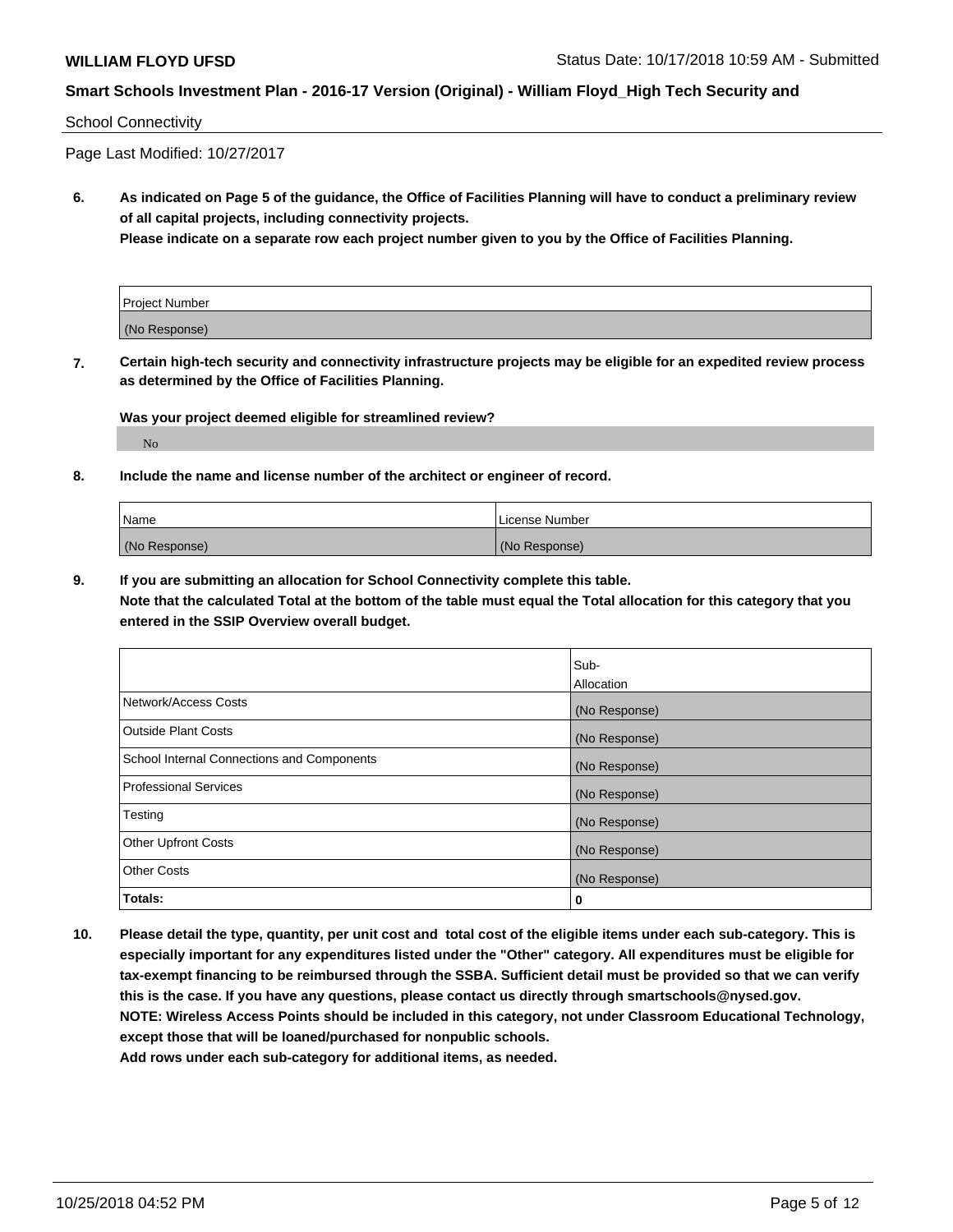**WILLIAM FLOYD UFSD** Status Date: 10/17/2018 10:59 AM - Submitted

**Smart Schools Investment Plan - 2016-17 Version (Original) - William Floyd_High Tech Security and School Connectivity**

Page Last Modified: 10/27/2017

**6. As indicated on Page 5 of the guidance, the Office of Facilities Planning will have to conduct a preliminary review of all capital projects, including connectivity projects.**
**Please indicate on a separate row each project number given to you by the Office of Facilities Planning.**

| Project Number |
| --- |
| (No Response) |

**7. Certain high-tech security and connectivity infrastructure projects may be eligible for an expedited review process as determined by the Office of Facilities Planning.**

**Was your project deemed eligible for streamlined review?**

No

**8. Include the name and license number of the architect or engineer of record.**

| Name | License Number |
| --- | --- |
| (No Response) | (No Response) |

**9. If you are submitting an allocation for School Connectivity complete this table.**
**Note that the calculated Total at the bottom of the table must equal the Total allocation for this category that you entered in the SSIP Overview overall budget.**

| | Sub-Allocation |
| --- | --- |
| Network/Access Costs | (No Response) |
| Outside Plant Costs | (No Response) |
| School Internal Connections and Components | (No Response) |
| Professional Services | (No Response) |
| Testing | (No Response) |
| Other Upfront Costs | (No Response) |
| Other Costs | (No Response) |
| **Totals:** | **0** |

**10. Please detail the type, quantity, per unit cost and total cost of the eligible items under each sub-category. This is especially important for any expenditures listed under the "Other" category. All expenditures must be eligible for tax-exempt financing to be reimbursed through the SSBA. Sufficient detail must be provided so that we can verify this is the case. If you have any questions, please contact us directly through smartschools@nysed.gov.**
**NOTE: Wireless Access Points should be included in this category, not under Classroom Educational Technology, except those that will be loaned/purchased for nonpublic schools.**
**Add rows under each sub-category for additional items, as needed.**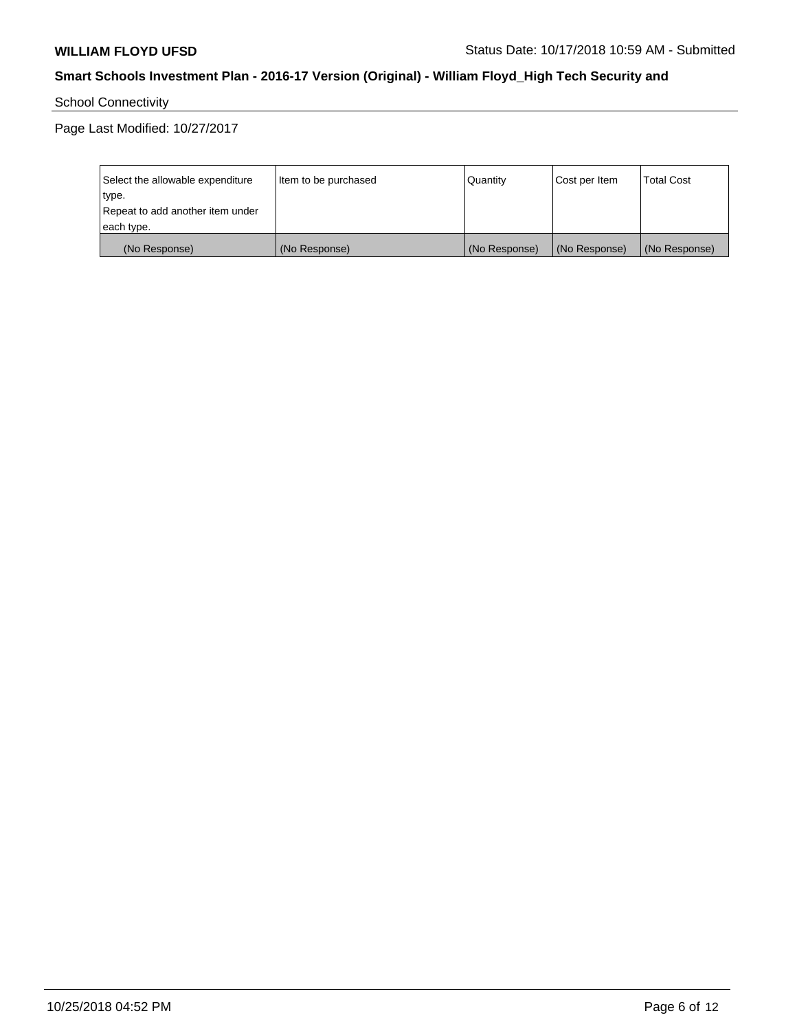School Connectivity

Page Last Modified: 10/27/2017

| Select the allowable expenditure type. Repeat to add another item under each type. | Item to be purchased | Quantity | Cost per Item | Total Cost |
|---|---|---|---|---|
| (No Response) | (No Response) | (No Response) | (No Response) | (No Response) |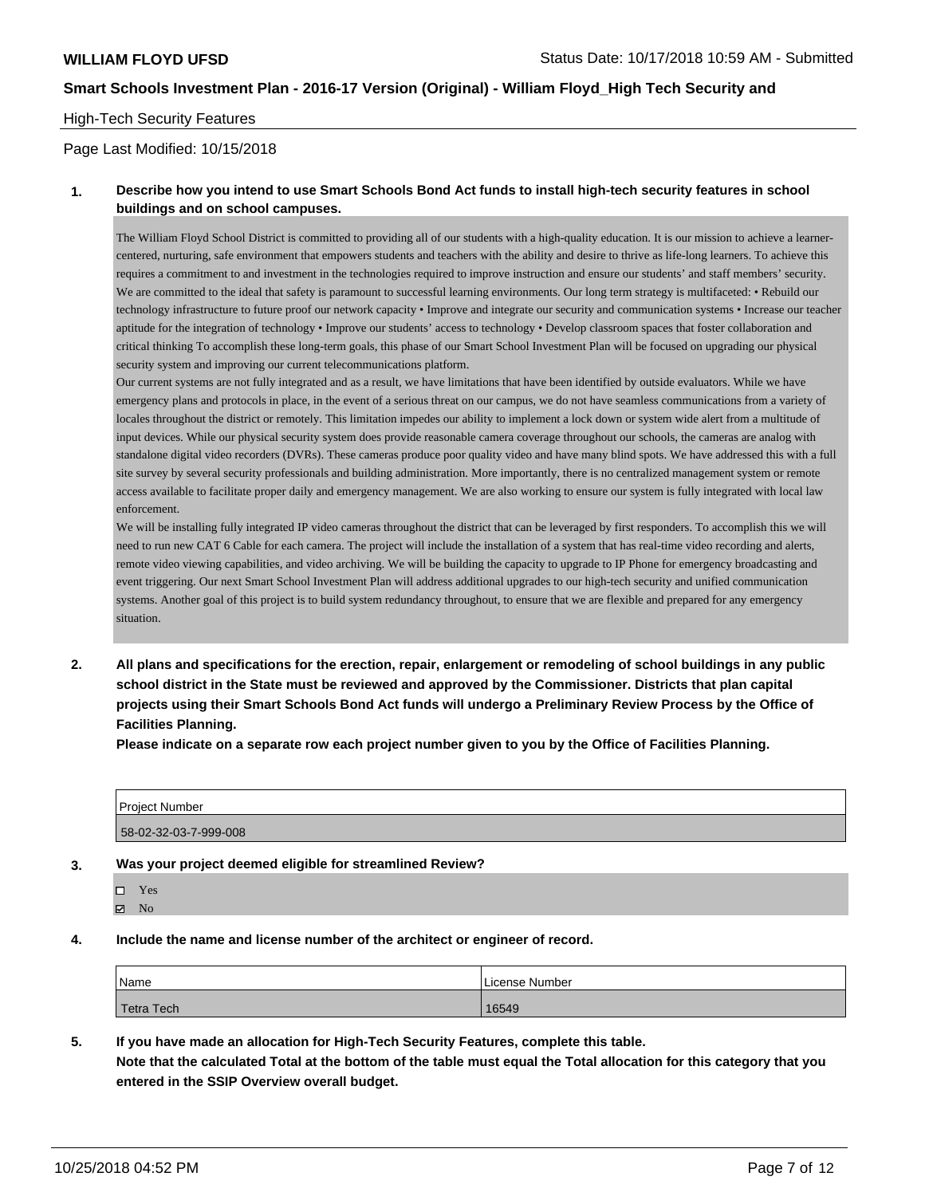**WILLIAM FLOYD UFSD** Status Date: 10/17/2018 10:59 AM - Submitted

**Smart Schools Investment Plan - 2016-17 Version (Original) - William Floyd_High Tech Security and**

High-Tech Security Features

Page Last Modified: 10/15/2018

**1. Describe how you intend to use Smart Schools Bond Act funds to install high-tech security features in school buildings and on school campuses.**

The William Floyd School District is committed to providing all of our students with a high-quality education. It is our mission to achieve a learner-centered, nurturing, safe environment that empowers students and teachers with the ability and desire to thrive as life-long learners. To achieve this requires a commitment to and investment in the technologies required to improve instruction and ensure our students' and staff members' security. We are committed to the ideal that safety is paramount to successful learning environments. Our long term strategy is multifaceted: • Rebuild our technology infrastructure to future proof our network capacity • Improve and integrate our security and communication systems • Increase our teacher aptitude for the integration of technology • Improve our students' access to technology • Develop classroom spaces that foster collaboration and critical thinking To accomplish these long-term goals, this phase of our Smart School Investment Plan will be focused on upgrading our physical security system and improving our current telecommunications platform.

Our current systems are not fully integrated and as a result, we have limitations that have been identified by outside evaluators. While we have emergency plans and protocols in place, in the event of a serious threat on our campus, we do not have seamless communications from a variety of locales throughout the district or remotely. This limitation impedes our ability to implement a lock down or system wide alert from a multitude of input devices. While our physical security system does provide reasonable camera coverage throughout our schools, the cameras are analog with standalone digital video recorders (DVRs). These cameras produce poor quality video and have many blind spots. We have addressed this with a full site survey by several security professionals and building administration. More importantly, there is no centralized management system or remote access available to facilitate proper daily and emergency management. We are also working to ensure our system is fully integrated with local law enforcement.

We will be installing fully integrated IP video cameras throughout the district that can be leveraged by first responders. To accomplish this we will need to run new CAT 6 Cable for each camera. The project will include the installation of a system that has real-time video recording and alerts, remote video viewing capabilities, and video archiving. We will be building the capacity to upgrade to IP Phone for emergency broadcasting and event triggering. Our next Smart School Investment Plan will address additional upgrades to our high-tech security and unified communication systems. Another goal of this project is to build system redundancy throughout, to ensure that we are flexible and prepared for any emergency situation.

**2. All plans and specifications for the erection, repair, enlargement or remodeling of school buildings in any public school district in the State must be reviewed and approved by the Commissioner. Districts that plan capital projects using their Smart Schools Bond Act funds will undergo a Preliminary Review Process by the Office of Facilities Planning.**

**Please indicate on a separate row each project number given to you by the Office of Facilities Planning.**

| Project Number |
|---|
| 58-02-32-03-7-999-008 |

**3. Was your project deemed eligible for streamlined Review?**

- ☐ Yes
- ☑ No

**4. Include the name and license number of the architect or engineer of record.**

| Name | License Number |
|---|---|
| Tetra Tech | 16549 |

**5. If you have made an allocation for High-Tech Security Features, complete this table.**
**Note that the calculated Total at the bottom of the table must equal the Total allocation for this category that you entered in the SSIP Overview overall budget.**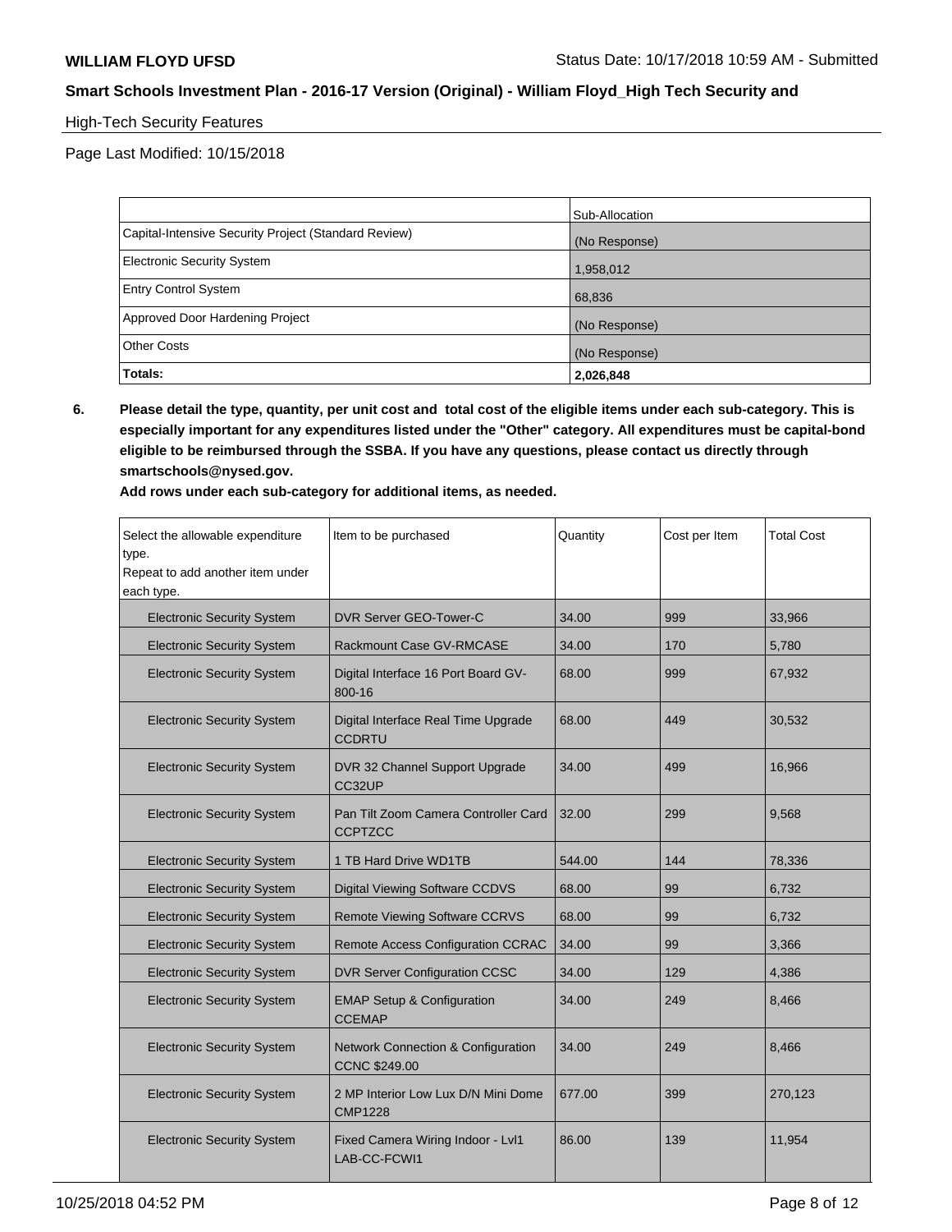High-Tech Security Features

Page Last Modified: 10/15/2018

| | Sub-Allocation |
|---|---|
| Capital-Intensive Security Project (Standard Review) | (No Response) |
| Electronic Security System | 1,958,012 |
| Entry Control System | 68,836 |
| Approved Door Hardening Project | (No Response) |
| Other Costs | (No Response) |
| **Totals:** | **2,026,848** |

**6. Please detail the type, quantity, per unit cost and total cost of the eligible items under each sub-category. This is especially important for any expenditures listed under the "Other" category. All expenditures must be capital-bond eligible to be reimbursed through the SSBA. If you have any questions, please contact us directly through smartschools@nysed.gov.**

**Add rows under each sub-category for additional items, as needed.**

| Select the allowable expenditure type. Repeat to add another item under each type. | Item to be purchased | Quantity | Cost per Item | Total Cost |
|---|---|---|---|---|
| Electronic Security System | DVR Server GEO-Tower-C | 34.00 | 999 | 33,966 |
| Electronic Security System | Rackmount Case GV-RMCASE | 34.00 | 170 | 5,780 |
| Electronic Security System | Digital Interface 16 Port Board GV-800-16 | 68.00 | 999 | 67,932 |
| Electronic Security System | Digital Interface Real Time Upgrade CCDRTU | 68.00 | 449 | 30,532 |
| Electronic Security System | DVR 32 Channel Support Upgrade CC32UP | 34.00 | 499 | 16,966 |
| Electronic Security System | Pan Tilt Zoom Camera Controller Card CCPTZCC | 32.00 | 299 | 9,568 |
| Electronic Security System | 1 TB Hard Drive WD1TB | 544.00 | 144 | 78,336 |
| Electronic Security System | Digital Viewing Software CCDVS | 68.00 | 99 | 6,732 |
| Electronic Security System | Remote Viewing Software CCRVS | 68.00 | 99 | 6,732 |
| Electronic Security System | Remote Access Configuration CCRAC | 34.00 | 99 | 3,366 |
| Electronic Security System | DVR Server Configuration CCSC | 34.00 | 129 | 4,386 |
| Electronic Security System | EMAP Setup & Configuration CCEMAP | 34.00 | 249 | 8,466 |
| Electronic Security System | Network Connection & Configuration CCNC $249.00 | 34.00 | 249 | 8,466 |
| Electronic Security System | 2 MP Interior Low Lux D/N Mini Dome CMP1228 | 677.00 | 399 | 270,123 |
| Electronic Security System | Fixed Camera Wiring Indoor - Lvl1 LAB-CC-FCWI1 | 86.00 | 139 | 11,954 |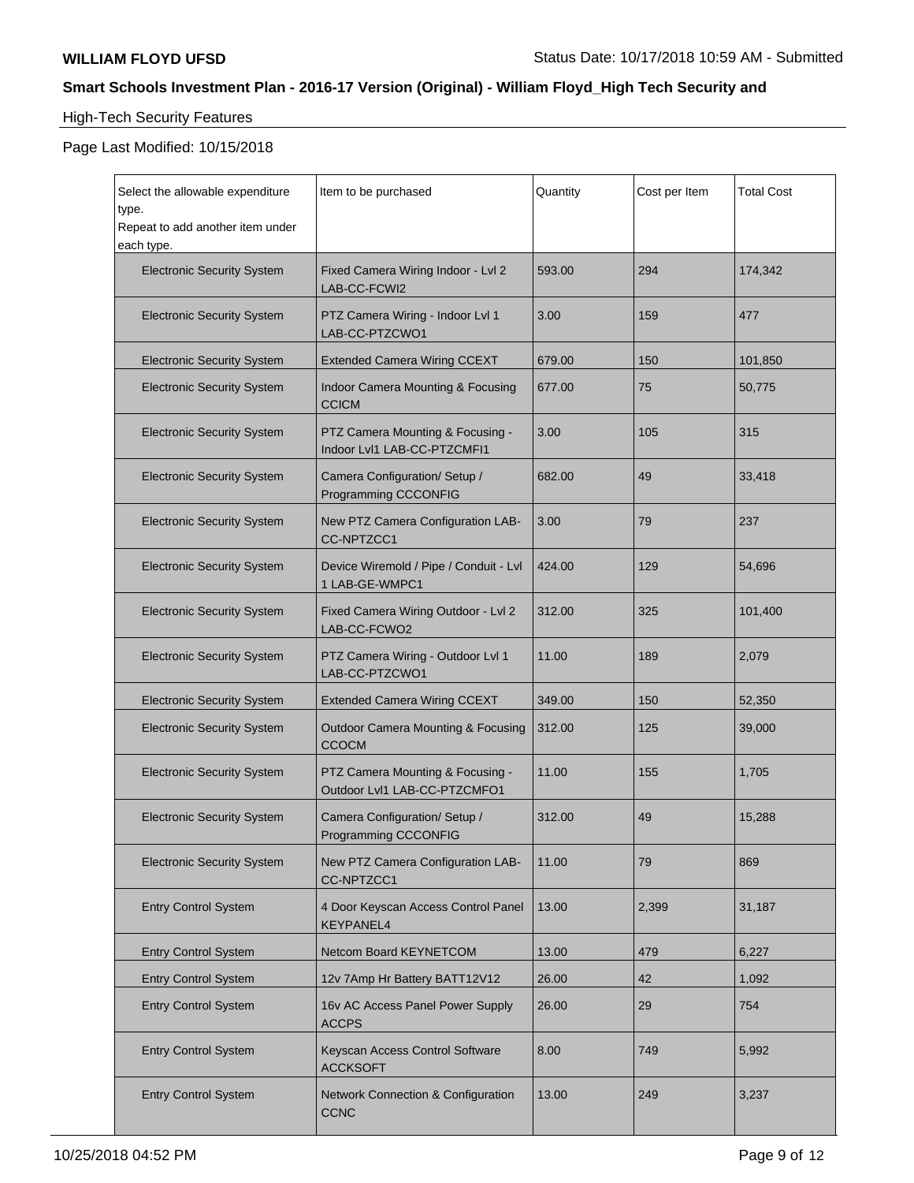**WILLIAM FLOYD UFSD**

Status Date: 10/17/2018 10:59 AM - Submitted

## Smart Schools Investment Plan - 2016-17 Version (Original) - William Floyd_High Tech Security and

High-Tech Security Features

Page Last Modified: 10/15/2018

| Select the allowable expenditure type. Repeat to add another item under each type. | Item to be purchased | Quantity | Cost per Item | Total Cost |
|---|---|---|---|---|
| Electronic Security System | Fixed Camera Wiring Indoor - Lvl 2 LAB-CC-FCWI2 | 593.00 | 294 | 174,342 |
| Electronic Security System | PTZ Camera Wiring - Indoor Lvl 1 LAB-CC-PTZCWO1 | 3.00 | 159 | 477 |
| Electronic Security System | Extended Camera Wiring CCEXT | 679.00 | 150 | 101,850 |
| Electronic Security System | Indoor Camera Mounting & Focusing CCICM | 677.00 | 75 | 50,775 |
| Electronic Security System | PTZ Camera Mounting & Focusing - Indoor Lvl1 LAB-CC-PTZCMFI1 | 3.00 | 105 | 315 |
| Electronic Security System | Camera Configuration/ Setup / Programming CCCONFIG | 682.00 | 49 | 33,418 |
| Electronic Security System | New PTZ Camera Configuration LAB-CC-NPTZCC1 | 3.00 | 79 | 237 |
| Electronic Security System | Device Wiremold / Pipe / Conduit - Lvl 1 LAB-GE-WMPC1 | 424.00 | 129 | 54,696 |
| Electronic Security System | Fixed Camera Wiring Outdoor - Lvl 2 LAB-CC-FCWO2 | 312.00 | 325 | 101,400 |
| Electronic Security System | PTZ Camera Wiring - Outdoor Lvl 1 LAB-CC-PTZCWO1 | 11.00 | 189 | 2,079 |
| Electronic Security System | Extended Camera Wiring CCEXT | 349.00 | 150 | 52,350 |
| Electronic Security System | Outdoor Camera Mounting & Focusing CCOCM | 312.00 | 125 | 39,000 |
| Electronic Security System | PTZ Camera Mounting & Focusing - Outdoor Lvl1 LAB-CC-PTZCMFO1 | 11.00 | 155 | 1,705 |
| Electronic Security System | Camera Configuration/ Setup / Programming CCCONFIG | 312.00 | 49 | 15,288 |
| Electronic Security System | New PTZ Camera Configuration LAB-CC-NPTZCC1 | 11.00 | 79 | 869 |
| Entry Control System | 4 Door Keyscan Access Control Panel KEYPANEL4 | 13.00 | 2,399 | 31,187 |
| Entry Control System | Netcom Board KEYNETCOM | 13.00 | 479 | 6,227 |
| Entry Control System | 12v 7Amp Hr Battery BATT12V12 | 26.00 | 42 | 1,092 |
| Entry Control System | 16v AC Access Panel Power Supply ACCPS | 26.00 | 29 | 754 |
| Entry Control System | Keyscan Access Control Software ACCKSOFT | 8.00 | 749 | 5,992 |
| Entry Control System | Network Connection & Configuration CCNC | 13.00 | 249 | 3,237 |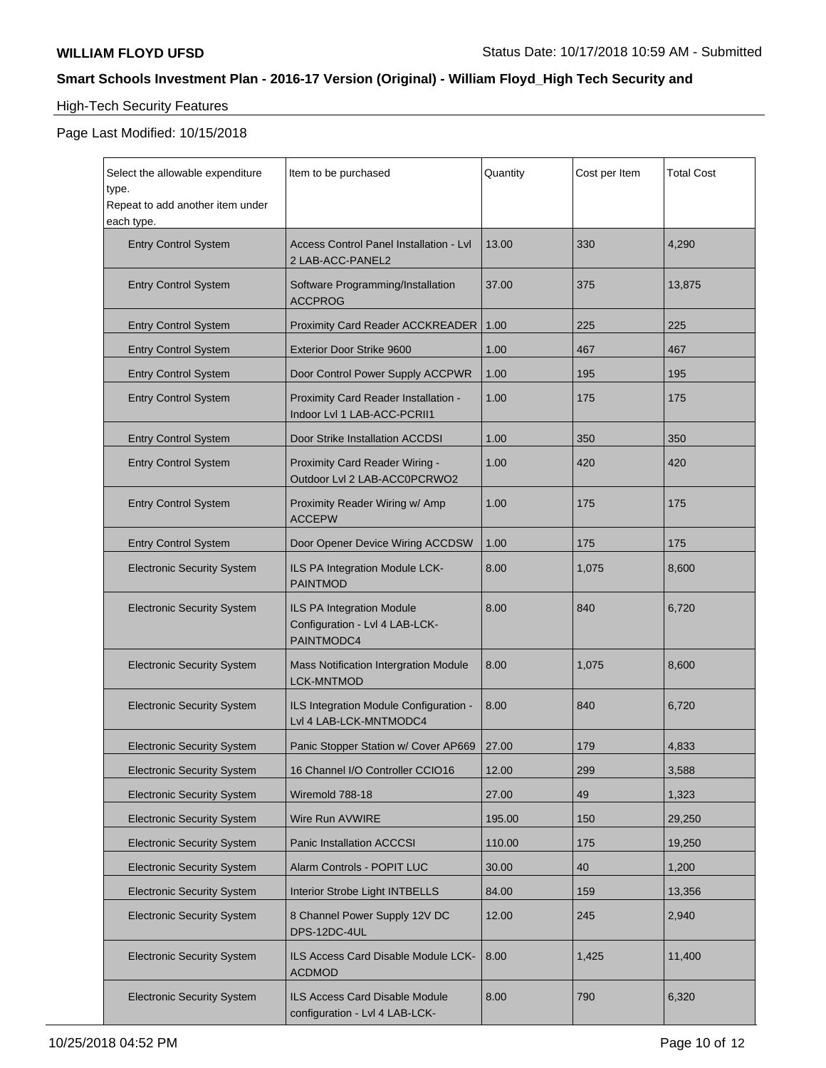**WILLIAM FLOYD UFSD**

**Smart Schools Investment Plan - 2016-17 Version (Original) - William Floyd_High Tech Security and**

High-Tech Security Features

Page Last Modified: 10/15/2018

| Select the allowable expenditure type. Repeat to add another item under each type. | Item to be purchased | Quantity | Cost per Item | Total Cost |
|---|---|---|---|---|
| Entry Control System | Access Control Panel Installation - Lvl 2 LAB-ACC-PANEL2 | 13.00 | 330 | 4,290 |
| Entry Control System | Software Programming/Installation ACCPROG | 37.00 | 375 | 13,875 |
| Entry Control System | Proximity Card Reader ACCKREADER | 1.00 | 225 | 225 |
| Entry Control System | Exterior Door Strike 9600 | 1.00 | 467 | 467 |
| Entry Control System | Door Control Power Supply ACCPWR | 1.00 | 195 | 195 |
| Entry Control System | Proximity Card Reader Installation - Indoor Lvl 1 LAB-ACC-PCRII1 | 1.00 | 175 | 175 |
| Entry Control System | Door Strike Installation ACCDSI | 1.00 | 350 | 350 |
| Entry Control System | Proximity Card Reader Wiring - Outdoor Lvl 2 LAB-ACC0PCRWO2 | 1.00 | 420 | 420 |
| Entry Control System | Proximity Reader Wiring w/ Amp ACCEPW | 1.00 | 175 | 175 |
| Entry Control System | Door Opener Device Wiring ACCDSW | 1.00 | 175 | 175 |
| Electronic Security System | ILS PA Integration Module LCK-PAINTMOD | 8.00 | 1,075 | 8,600 |
| Electronic Security System | ILS PA Integration Module Configuration - Lvl 4 LAB-LCK-PAINTMODC4 | 8.00 | 840 | 6,720 |
| Electronic Security System | Mass Notification Intergration Module LCK-MNTMOD | 8.00 | 1,075 | 8,600 |
| Electronic Security System | ILS Integration Module Configuration - Lvl 4 LAB-LCK-MNTMODC4 | 8.00 | 840 | 6,720 |
| Electronic Security System | Panic Stopper Station w/ Cover AP669 | 27.00 | 179 | 4,833 |
| Electronic Security System | 16 Channel I/O Controller CCIO16 | 12.00 | 299 | 3,588 |
| Electronic Security System | Wiremold 788-18 | 27.00 | 49 | 1,323 |
| Electronic Security System | Wire Run AVWIRE | 195.00 | 150 | 29,250 |
| Electronic Security System | Panic Installation ACCCSI | 110.00 | 175 | 19,250 |
| Electronic Security System | Alarm Controls - POPIT LUC | 30.00 | 40 | 1,200 |
| Electronic Security System | Interior Strobe Light INTBELLS | 84.00 | 159 | 13,356 |
| Electronic Security System | 8 Channel Power Supply 12V DC DPS-12DC-4UL | 12.00 | 245 | 2,940 |
| Electronic Security System | ILS Access Card Disable Module LCK-ACDMOD | 8.00 | 1,425 | 11,400 |
| Electronic Security System | ILS Access Card Disable Module configuration - Lvl 4 LAB-LCK- | 8.00 | 790 | 6,320 |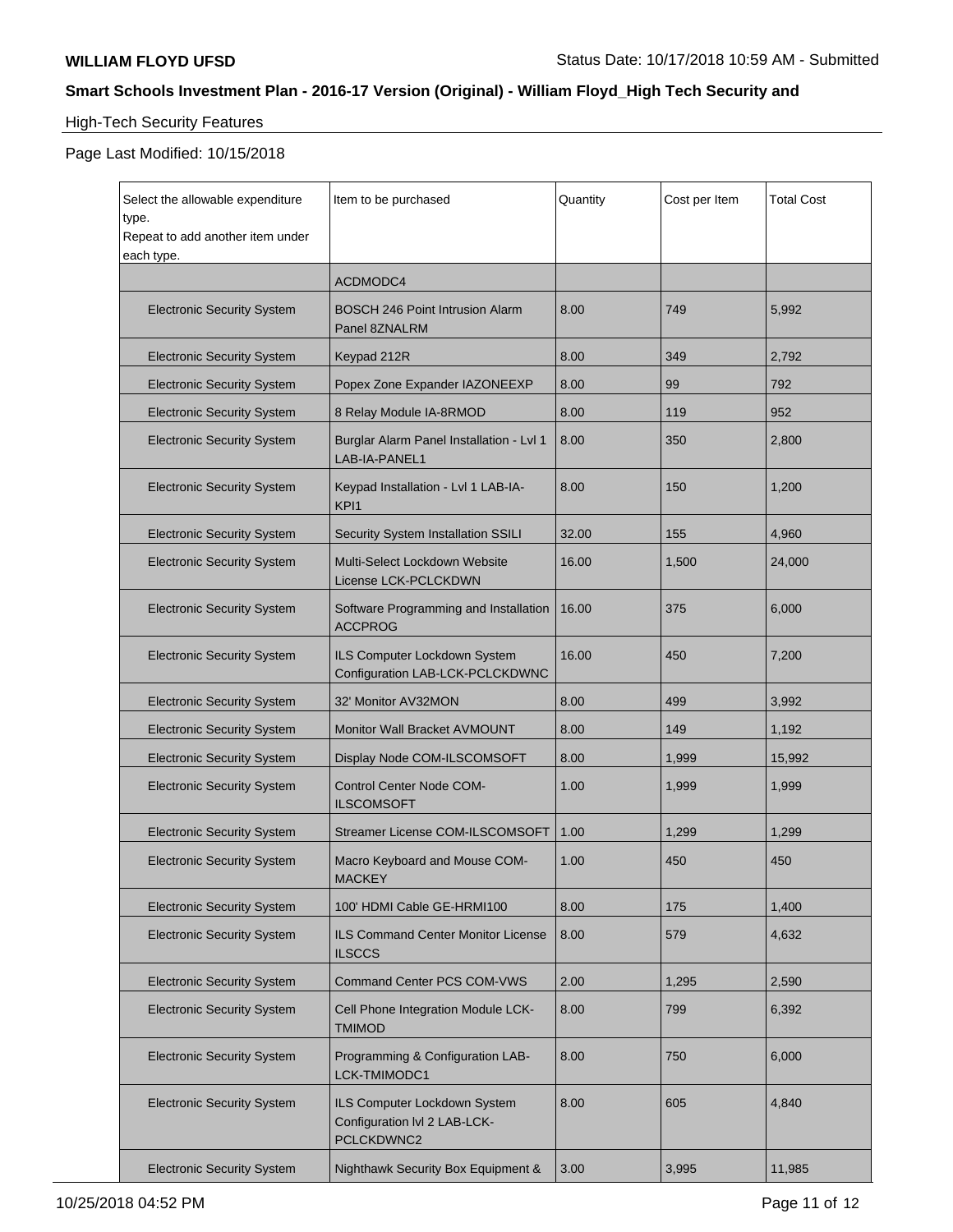High-Tech Security Features

Page Last Modified: 10/15/2018

| Select the allowable expenditure type. Repeat to add another item under each type. | Item to be purchased | Quantity | Cost per Item | Total Cost |
|---|---|---|---|---|
| | ACDMODC4 | | | |
| Electronic Security System | BOSCH 246 Point Intrusion Alarm Panel 8ZNALRM | 8.00 | 749 | 5,992 |
| Electronic Security System | Keypad 212R | 8.00 | 349 | 2,792 |
| Electronic Security System | Popex Zone Expander IAZONEEXP | 8.00 | 99 | 792 |
| Electronic Security System | 8 Relay Module IA-8RMOD | 8.00 | 119 | 952 |
| Electronic Security System | Burglar Alarm Panel Installation - Lvl 1 LAB-IA-PANEL1 | 8.00 | 350 | 2,800 |
| Electronic Security System | Keypad Installation - Lvl 1 LAB-IA-KPI1 | 8.00 | 150 | 1,200 |
| Electronic Security System | Security System Installation SSILI | 32.00 | 155 | 4,960 |
| Electronic Security System | Multi-Select Lockdown Website License LCK-PCLCKDWN | 16.00 | 1,500 | 24,000 |
| Electronic Security System | Software Programming and Installation ACCPROG | 16.00 | 375 | 6,000 |
| Electronic Security System | ILS Computer Lockdown System Configuration LAB-LCK-PCLCKDWNC | 16.00 | 450 | 7,200 |
| Electronic Security System | 32' Monitor AV32MON | 8.00 | 499 | 3,992 |
| Electronic Security System | Monitor Wall Bracket AVMOUNT | 8.00 | 149 | 1,192 |
| Electronic Security System | Display Node COM-ILSCOMSOFT | 8.00 | 1,999 | 15,992 |
| Electronic Security System | Control Center Node COM-ILSCOMSOFT | 1.00 | 1,999 | 1,999 |
| Electronic Security System | Streamer License COM-ILSCOMSOFT | 1.00 | 1,299 | 1,299 |
| Electronic Security System | Macro Keyboard and Mouse COM-MACKEY | 1.00 | 450 | 450 |
| Electronic Security System | 100' HDMI Cable GE-HRMI100 | 8.00 | 175 | 1,400 |
| Electronic Security System | ILS Command Center Monitor License ILSCCS | 8.00 | 579 | 4,632 |
| Electronic Security System | Command Center PCS COM-VWS | 2.00 | 1,295 | 2,590 |
| Electronic Security System | Cell Phone Integration Module LCK-TMIMOD | 8.00 | 799 | 6,392 |
| Electronic Security System | Programming & Configuration LAB-LCK-TMIMODC1 | 8.00 | 750 | 6,000 |
| Electronic Security System | ILS Computer Lockdown System Configuration lvl 2 LAB-LCK-PCLCKDWNC2 | 8.00 | 605 | 4,840 |
| Electronic Security System | Nighthawk Security Box Equipment & | 3.00 | 3,995 | 11,985 |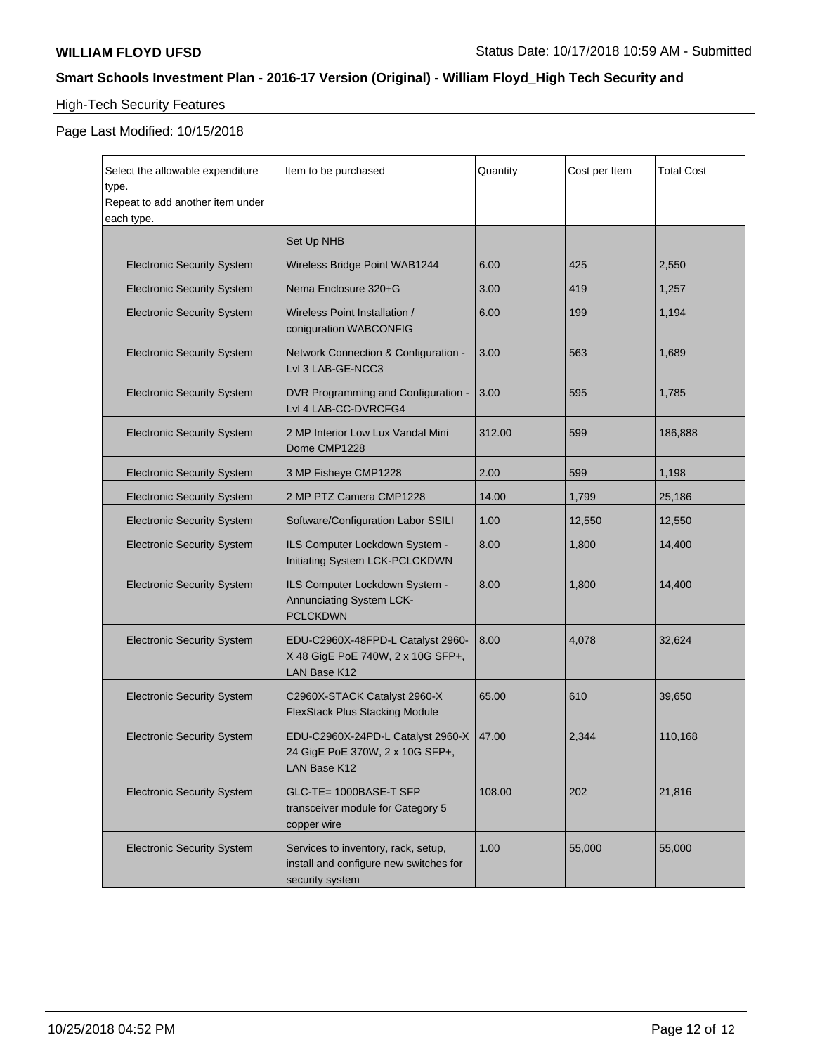**WILLIAM FLOYD UFSD**

Status Date: 10/17/2018 10:59 AM - Submitted

**Smart Schools Investment Plan - 2016-17 Version (Original) - William Floyd_High Tech Security and**

High-Tech Security Features

Page Last Modified: 10/15/2018

| Select the allowable expenditure type. Repeat to add another item under each type. | Item to be purchased | Quantity | Cost per Item | Total Cost |
|---|---|---|---|---|
| | Set Up NHB | | | |
| Electronic Security System | Wireless Bridge Point WAB1244 | 6.00 | 425 | 2,550 |
| Electronic Security System | Nema Enclosure 320+G | 3.00 | 419 | 1,257 |
| Electronic Security System | Wireless Point Installation / coniguration WABCONFIG | 6.00 | 199 | 1,194 |
| Electronic Security System | Network Connection & Configuration - Lvl 3 LAB-GE-NCC3 | 3.00 | 563 | 1,689 |
| Electronic Security System | DVR Programming and Configuration - Lvl 4 LAB-CC-DVRCFG4 | 3.00 | 595 | 1,785 |
| Electronic Security System | 2 MP Interior Low Lux Vandal Mini Dome CMP1228 | 312.00 | 599 | 186,888 |
| Electronic Security System | 3 MP Fisheye CMP1228 | 2.00 | 599 | 1,198 |
| Electronic Security System | 2 MP PTZ Camera CMP1228 | 14.00 | 1,799 | 25,186 |
| Electronic Security System | Software/Configuration Labor SSILI | 1.00 | 12,550 | 12,550 |
| Electronic Security System | ILS Computer Lockdown System - Initiating System LCK-PCLCKDWN | 8.00 | 1,800 | 14,400 |
| Electronic Security System | ILS Computer Lockdown System - Annunciating System LCK-PCLCKDWN | 8.00 | 1,800 | 14,400 |
| Electronic Security System | EDU-C2960X-48FPD-L Catalyst 2960-X 48 GigE PoE 740W, 2 x 10G SFP+, LAN Base K12 | 8.00 | 4,078 | 32,624 |
| Electronic Security System | C2960X-STACK Catalyst 2960-X FlexStack Plus Stacking Module | 65.00 | 610 | 39,650 |
| Electronic Security System | EDU-C2960X-24PD-L Catalyst 2960-X 24 GigE PoE 370W, 2 x 10G SFP+, LAN Base K12 | 47.00 | 2,344 | 110,168 |
| Electronic Security System | GLC-TE= 1000BASE-T SFP transceiver module for Category 5 copper wire | 108.00 | 202 | 21,816 |
| Electronic Security System | Services to inventory, rack, setup, install and configure new switches for security system | 1.00 | 55,000 | 55,000 |